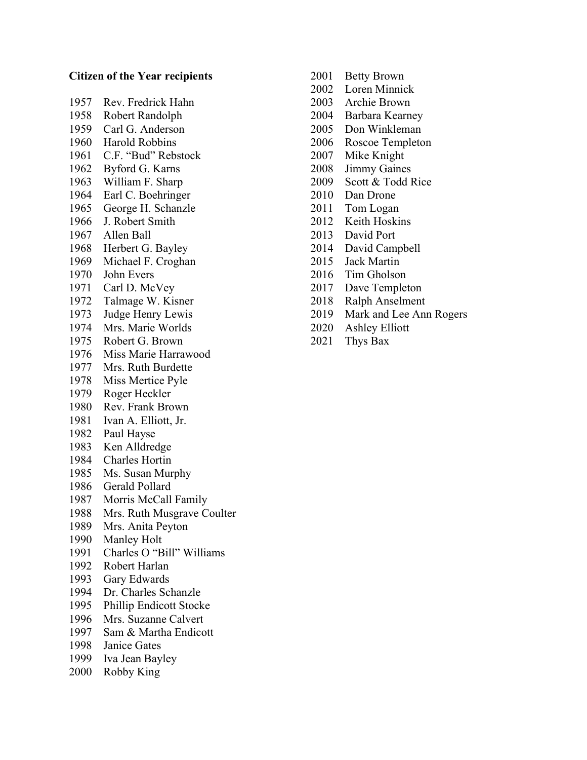**Citizen of the Year recipients**

1957 Rev. Fredrick Hahn
1958 Robert Randolph
1959 Carl G. Anderson
1960 Harold Robbins
1961 C.F. "Bud" Rebstock
1962 Byford G. Karns
1963 William F. Sharp
1964 Earl C. Boehringer
1965 George H. Schanzle
1966 J. Robert Smith
1967 Allen Ball
1968 Herbert G. Bayley
1969 Michael F. Croghan
1970 John Evers
1971 Carl D. McVey
1972 Talmage W. Kisner
1973 Judge Henry Lewis
1974 Mrs. Marie Worlds
1975 Robert G. Brown
1976 Miss Marie Harrawood
1977 Mrs. Ruth Burdette
1978 Miss Mertice Pyle
1979 Roger Heckler
1980 Rev. Frank Brown
1981 Ivan A. Elliott, Jr.
1982 Paul Hayse
1983 Ken Alldredge
1984 Charles Hortin
1985 Ms. Susan Murphy
1986 Gerald Pollard
1987 Morris McCall Family
1988 Mrs. Ruth Musgrave Coulter
1989 Mrs. Anita Peyton
1990 Manley Holt
1991 Charles O "Bill" Williams
1992 Robert Harlan
1993 Gary Edwards
1994 Dr. Charles Schanzle
1995 Phillip Endicott Stocke
1996 Mrs. Suzanne Calvert
1997 Sam & Martha Endicott
1998 Janice Gates
1999 Iva Jean Bayley
2000 Robby King
2001 Betty Brown
2002 Loren Minnick
2003 Archie Brown
2004 Barbara Kearney
2005 Don Winkleman
2006 Roscoe Templeton
2007 Mike Knight
2008 Jimmy Gaines
2009 Scott & Todd Rice
2010 Dan Drone
2011 Tom Logan
2012 Keith Hoskins
2013 David Port
2014 David Campbell
2015 Jack Martin
2016 Tim Gholson
2017 Dave Templeton
2018 Ralph Anselment
2019 Mark and Lee Ann Rogers
2020 Ashley Elliott
2021 Thys Bax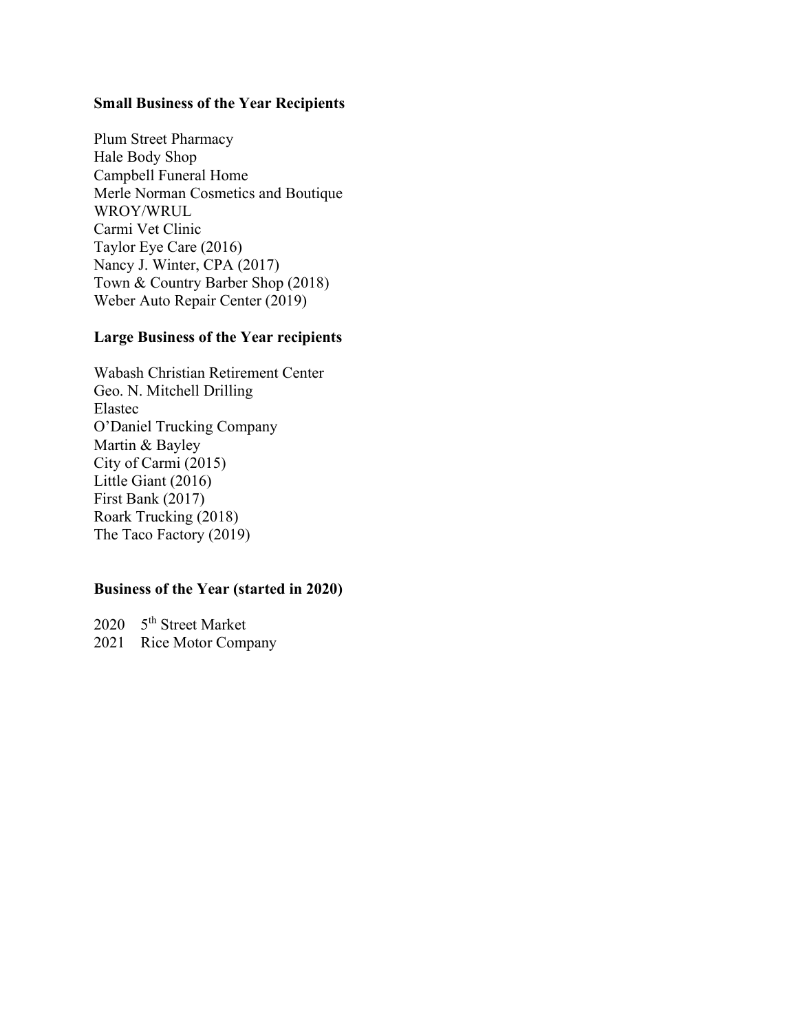**Small Business of the Year Recipients**

Plum Street Pharmacy
Hale Body Shop
Campbell Funeral Home
Merle Norman Cosmetics and Boutique
WROY/WRUL
Carmi Vet Clinic
Taylor Eye Care (2016)
Nancy J. Winter, CPA (2017)
Town & Country Barber Shop (2018)
Weber Auto Repair Center (2019)

**Large Business of the Year recipients**

Wabash Christian Retirement Center
Geo. N. Mitchell Drilling
Elastec
O'Daniel Trucking Company
Martin & Bayley
City of Carmi (2015)
Little Giant (2016)
First Bank (2017)
Roark Trucking (2018)
The Taco Factory (2019)

**Business of the Year (started in 2020)**

2020 5th Street Market
2021 Rice Motor Company